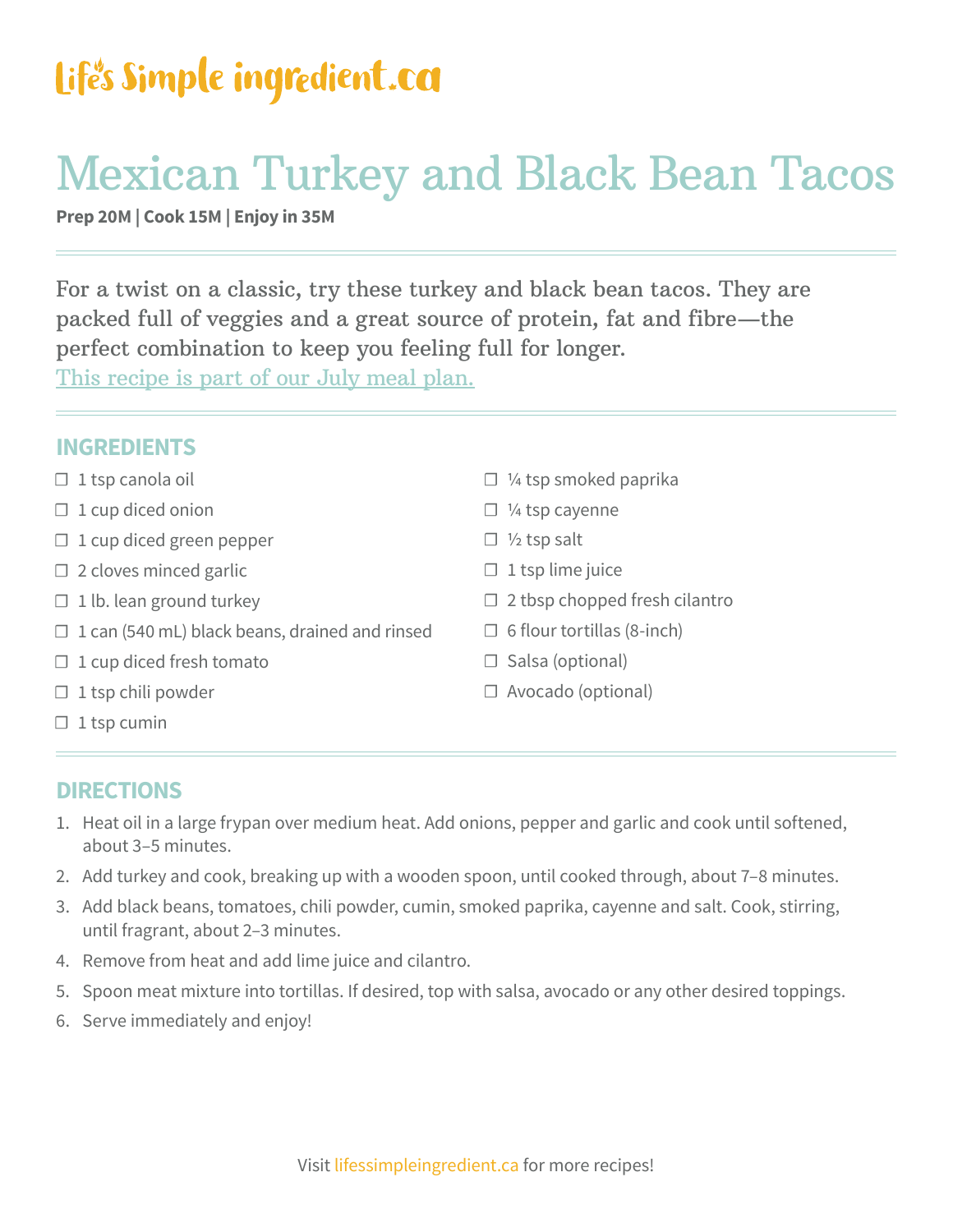Life's Simple ingredient.ca

# Mexican Turkey and Black Bean Tacos

**Prep 20M | Cook 15M | Enjoy in 35M**

For a twist on a classic, try these turkey and black bean tacos. They are packed full of veggies and a great source of protein, fat and fibre—the perfect combination to keep you feeling full for longer.
This recipe is part of our July meal plan.

## INGREDIENTS

- ☐ 1 tsp canola oil
- ☐ 1 cup diced onion
- ☐ 1 cup diced green pepper
- ☐ 2 cloves minced garlic
- ☐ 1 lb. lean ground turkey
- ☐ 1 can (540 mL) black beans, drained and rinsed
- ☐ 1 cup diced fresh tomato
- ☐ 1 tsp chili powder
- ☐ 1 tsp cumin
- ☐ ¼ tsp smoked paprika
- ☐ ¼ tsp cayenne
- ☐ ½ tsp salt
- ☐ 1 tsp lime juice
- ☐ 2 tbsp chopped fresh cilantro
- ☐ 6 flour tortillas (8-inch)
- ☐ Salsa (optional)
- ☐ Avocado (optional)

## DIRECTIONS

1. Heat oil in a large frypan over medium heat. Add onions, pepper and garlic and cook until softened, about 3–5 minutes.
2. Add turkey and cook, breaking up with a wooden spoon, until cooked through, about 7–8 minutes.
3. Add black beans, tomatoes, chili powder, cumin, smoked paprika, cayenne and salt. Cook, stirring, until fragrant, about 2–3 minutes.
4. Remove from heat and add lime juice and cilantro.
5. Spoon meat mixture into tortillas. If desired, top with salsa, avocado or any other desired toppings.
6. Serve immediately and enjoy!

Visit lifessimpleingredient.ca for more recipes!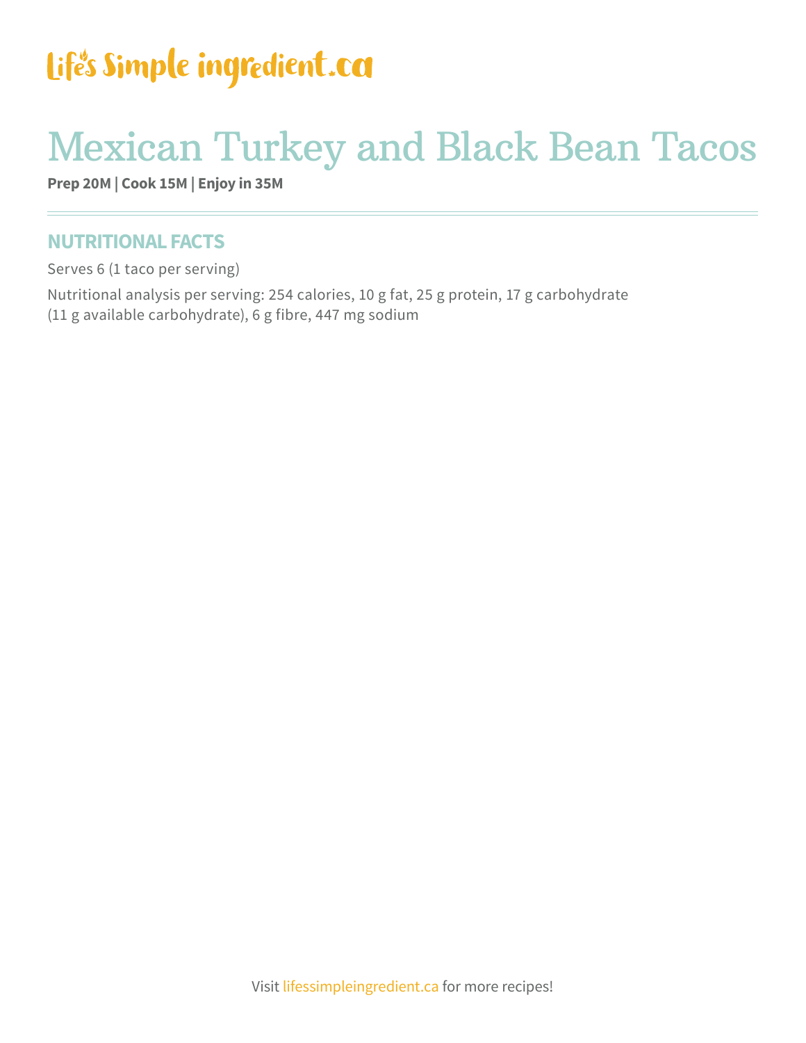Life's Simple ingredient.ca

# Mexican Turkey and Black Bean Tacos

**Prep 20M | Cook 15M | Enjoy in 35M**

## NUTRITIONAL FACTS

Serves 6 (1 taco per serving)

Nutritional analysis per serving: 254 calories, 10 g fat, 25 g protein, 17 g carbohydrate (11 g available carbohydrate), 6 g fibre, 447 mg sodium

Visit lifessimpleingredient.ca for more recipes!